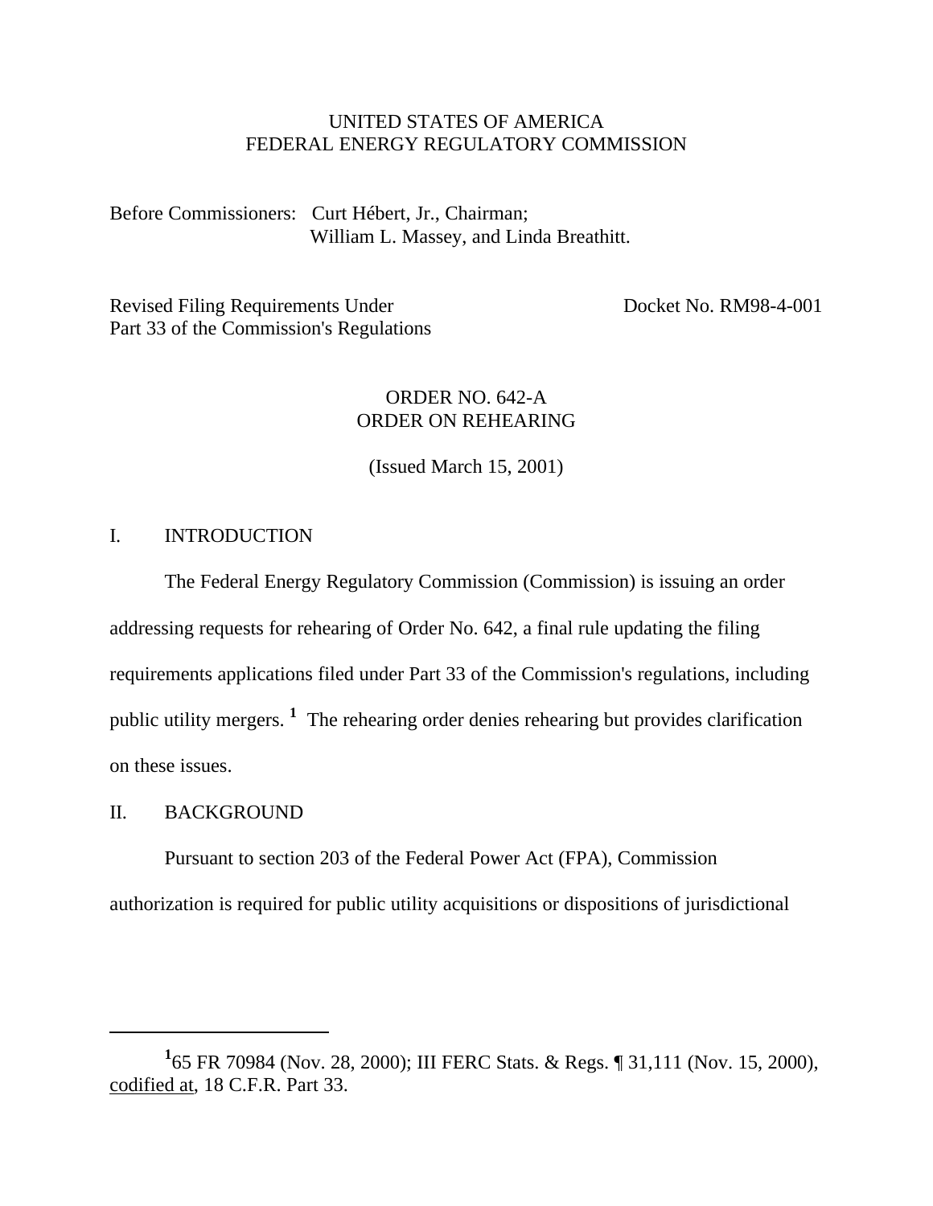UNITED STATES OF AMERICA
FEDERAL ENERGY REGULATORY COMMISSION

Before Commissioners: Curt Hébert, Jr., Chairman;
William L. Massey, and Linda Breathitt.

Revised Filing Requirements Under Part 33 of the Commission's Regulations — Docket No. RM98-4-001

ORDER NO. 642-A
ORDER ON REHEARING

(Issued March 15, 2001)

## I. INTRODUCTION

The Federal Energy Regulatory Commission (Commission) is issuing an order addressing requests for rehearing of Order No. 642, a final rule updating the filing requirements applications filed under Part 33 of the Commission's regulations, including public utility mergers. [1] The rehearing order denies rehearing but provides clarification on these issues.

## II. BACKGROUND

Pursuant to section 203 of the Federal Power Act (FPA), Commission authorization is required for public utility acquisitions or dispositions of jurisdictional

---

[1] 65 FR 70984 (Nov. 28, 2000); III FERC Stats. & Regs. ¶ 31,111 (Nov. 15, 2000), codified at, 18 C.F.R. Part 33.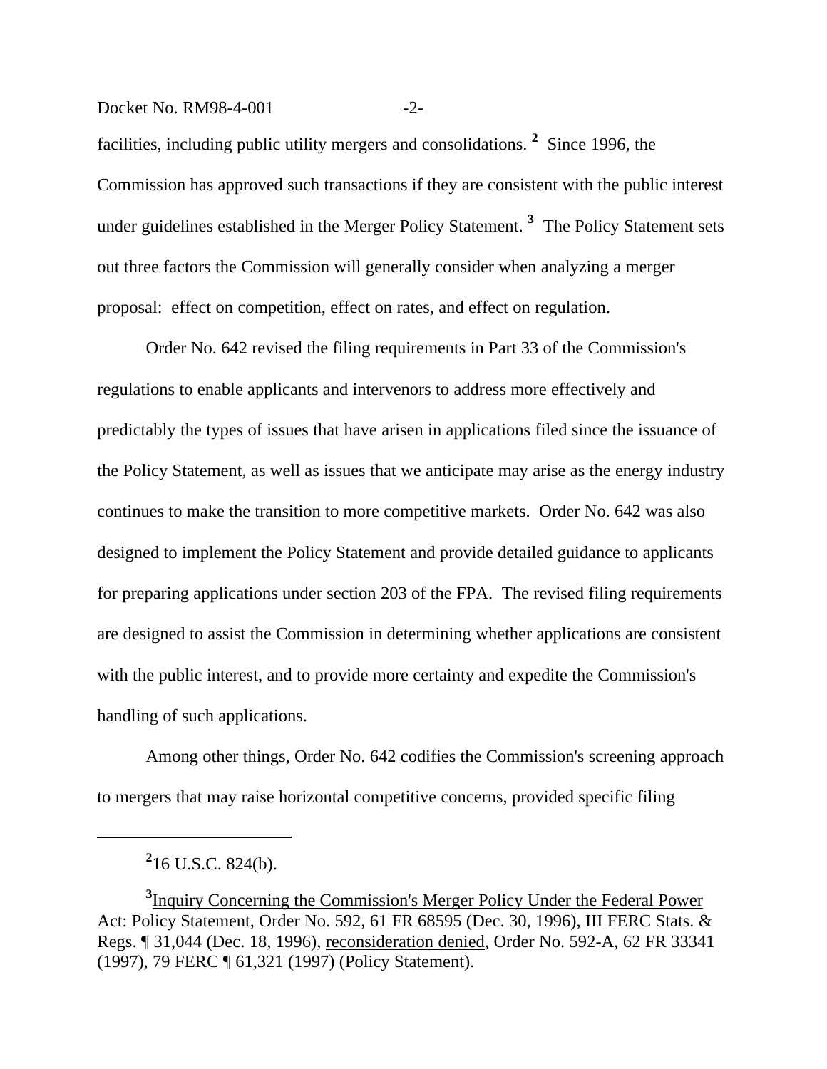facilities, including public utility mergers and consolidations.[2] Since 1996, the Commission has approved such transactions if they are consistent with the public interest under guidelines established in the Merger Policy Statement.[3] The Policy Statement sets out three factors the Commission will generally consider when analyzing a merger proposal: effect on competition, effect on rates, and effect on regulation.

Order No. 642 revised the filing requirements in Part 33 of the Commission's regulations to enable applicants and intervenors to address more effectively and predictably the types of issues that have arisen in applications filed since the issuance of the Policy Statement, as well as issues that we anticipate may arise as the energy industry continues to make the transition to more competitive markets. Order No. 642 was also designed to implement the Policy Statement and provide detailed guidance to applicants for preparing applications under section 203 of the FPA. The revised filing requirements are designed to assist the Commission in determining whether applications are consistent with the public interest, and to provide more certainty and expedite the Commission's handling of such applications.

Among other things, Order No. 642 codifies the Commission's screening approach to mergers that may raise horizontal competitive concerns, provided specific filing

---

[2] 16 U.S.C. 824(b).

[3] Inquiry Concerning the Commission's Merger Policy Under the Federal Power Act: Policy Statement, Order No. 592, 61 FR 68595 (Dec. 30, 1996), III FERC Stats. & Regs. ¶ 31,044 (Dec. 18, 1996), reconsideration denied, Order No. 592-A, 62 FR 33341 (1997), 79 FERC ¶ 61,321 (1997) (Policy Statement).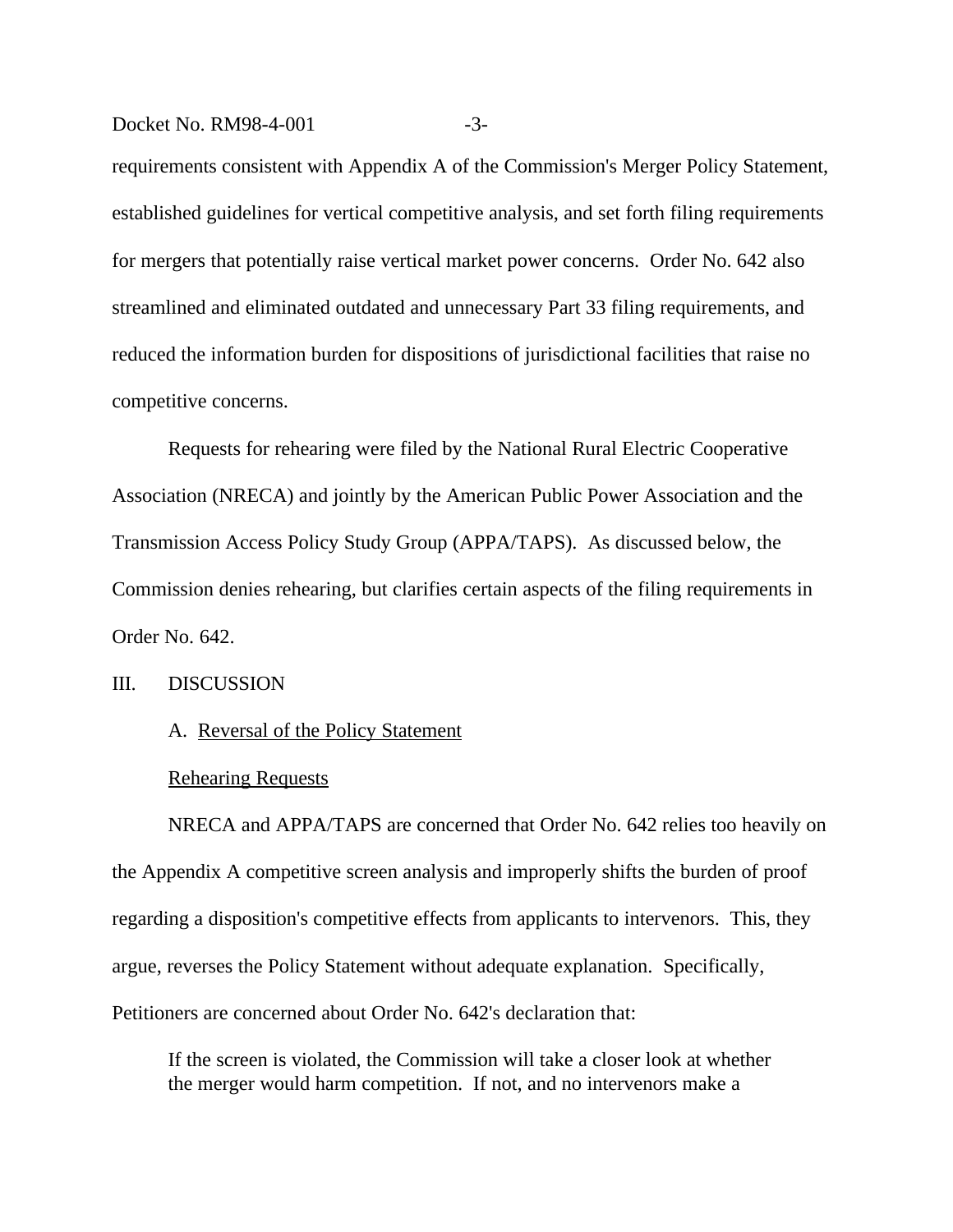requirements consistent with Appendix A of the Commission's Merger Policy Statement, established guidelines for vertical competitive analysis, and set forth filing requirements for mergers that potentially raise vertical market power concerns. Order No. 642 also streamlined and eliminated outdated and unnecessary Part 33 filing requirements, and reduced the information burden for dispositions of jurisdictional facilities that raise no competitive concerns.

Requests for rehearing were filed by the National Rural Electric Cooperative Association (NRECA) and jointly by the American Public Power Association and the Transmission Access Policy Study Group (APPA/TAPS). As discussed below, the Commission denies rehearing, but clarifies certain aspects of the filing requirements in Order No. 642.

## III. DISCUSSION

### A. Reversal of the Policy Statement

#### Rehearing Requests

NRECA and APPA/TAPS are concerned that Order No. 642 relies too heavily on the Appendix A competitive screen analysis and improperly shifts the burden of proof regarding a disposition's competitive effects from applicants to intervenors. This, they argue, reverses the Policy Statement without adequate explanation. Specifically, Petitioners are concerned about Order No. 642's declaration that:

> If the screen is violated, the Commission will take a closer look at whether the merger would harm competition. If not, and no intervenors make a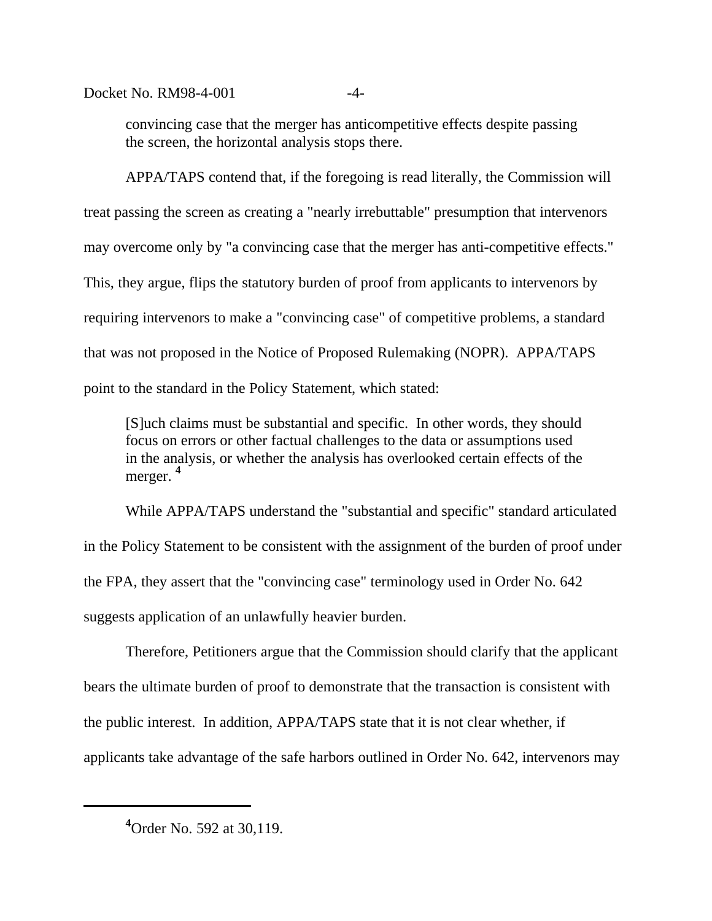convincing case that the merger has anticompetitive effects despite passing the screen, the horizontal analysis stops there.

APPA/TAPS contend that, if the foregoing is read literally, the Commission will treat passing the screen as creating a "nearly irrebuttable" presumption that intervenors may overcome only by "a convincing case that the merger has anti-competitive effects." This, they argue, flips the statutory burden of proof from applicants to intervenors by requiring intervenors to make a "convincing case" of competitive problems, a standard that was not proposed in the Notice of Proposed Rulemaking (NOPR). APPA/TAPS point to the standard in the Policy Statement, which stated:

> [S]uch claims must be substantial and specific. In other words, they should focus on errors or other factual challenges to the data or assumptions used in the analysis, or whether the analysis has overlooked certain effects of the merger. [4]

While APPA/TAPS understand the "substantial and specific" standard articulated in the Policy Statement to be consistent with the assignment of the burden of proof under the FPA, they assert that the "convincing case" terminology used in Order No. 642 suggests application of an unlawfully heavier burden.

Therefore, Petitioners argue that the Commission should clarify that the applicant bears the ultimate burden of proof to demonstrate that the transaction is consistent with the public interest. In addition, APPA/TAPS state that it is not clear whether, if applicants take advantage of the safe harbors outlined in Order No. 642, intervenors may

---

[4] Order No. 592 at 30,119.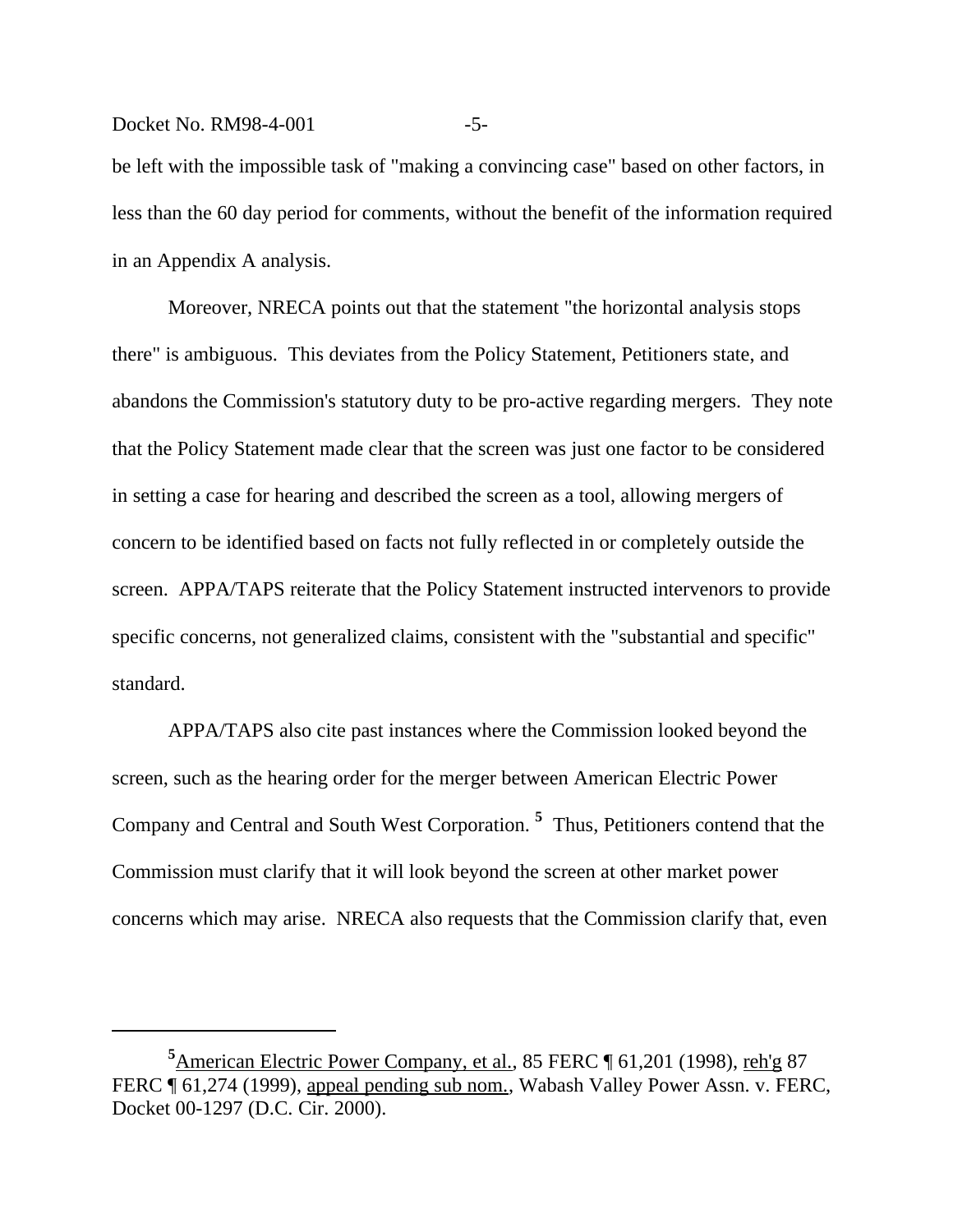be left with the impossible task of "making a convincing case" based on other factors, in less than the 60 day period for comments, without the benefit of the information required in an Appendix A analysis.

Moreover, NRECA points out that the statement "the horizontal analysis stops there" is ambiguous. This deviates from the Policy Statement, Petitioners state, and abandons the Commission's statutory duty to be pro-active regarding mergers. They note that the Policy Statement made clear that the screen was just one factor to be considered in setting a case for hearing and described the screen as a tool, allowing mergers of concern to be identified based on facts not fully reflected in or completely outside the screen. APPA/TAPS reiterate that the Policy Statement instructed intervenors to provide specific concerns, not generalized claims, consistent with the "substantial and specific" standard.

APPA/TAPS also cite past instances where the Commission looked beyond the screen, such as the hearing order for the merger between American Electric Power Company and Central and South West Corporation. [5] Thus, Petitioners contend that the Commission must clarify that it will look beyond the screen at other market power concerns which may arise. NRECA also requests that the Commission clarify that, even

---

[5] American Electric Power Company, et al., 85 FERC ¶ 61,201 (1998), reh'g 87 FERC ¶ 61,274 (1999), appeal pending sub nom., Wabash Valley Power Assn. v. FERC, Docket 00-1297 (D.C. Cir. 2000).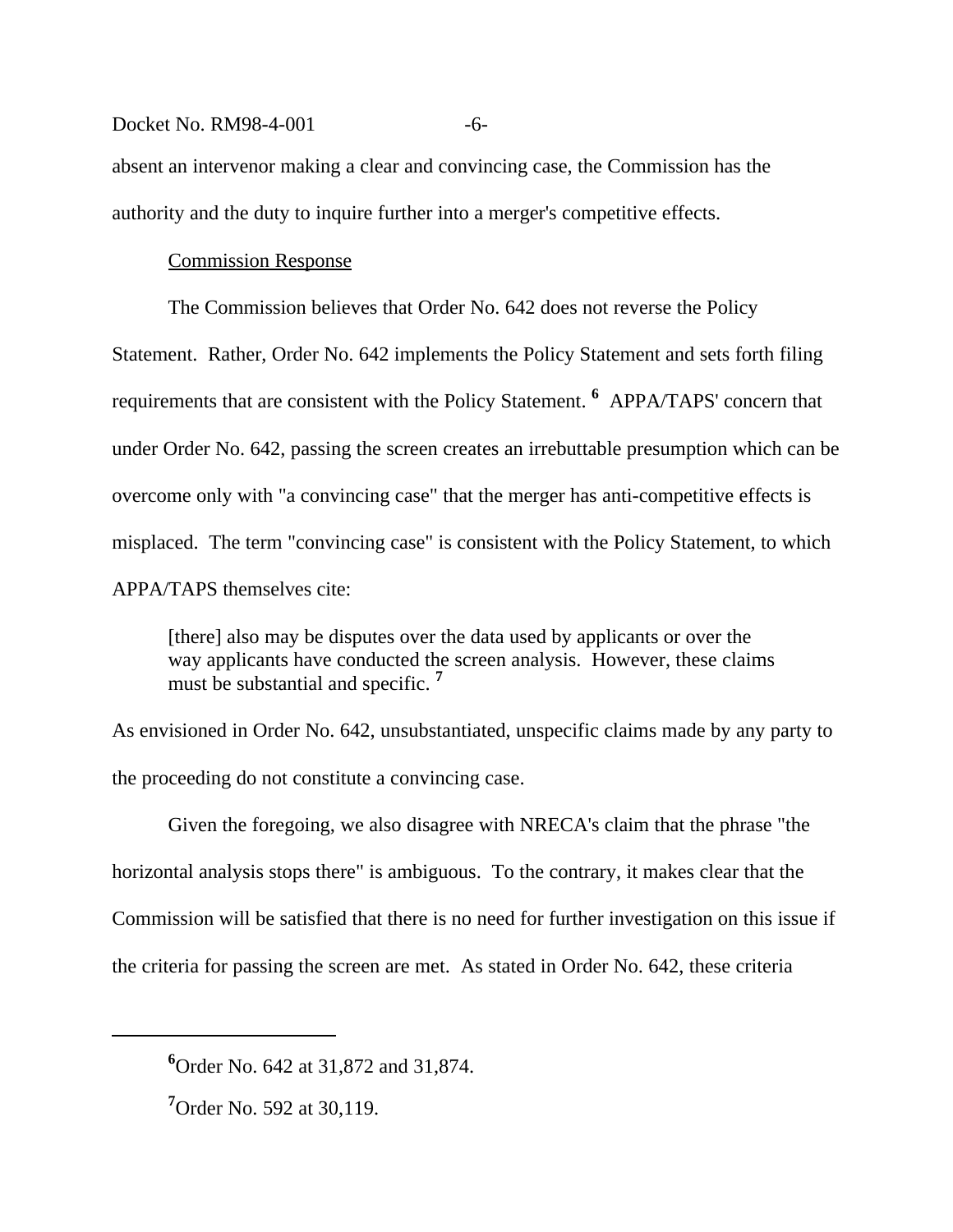absent an intervenor making a clear and convincing case, the Commission has the authority and the duty to inquire further into a merger's competitive effects.

Commission Response

The Commission believes that Order No. 642 does not reverse the Policy Statement. Rather, Order No. 642 implements the Policy Statement and sets forth filing requirements that are consistent with the Policy Statement.[6] APPA/TAPS' concern that under Order No. 642, passing the screen creates an irrebuttable presumption which can be overcome only with "a convincing case" that the merger has anti-competitive effects is misplaced. The term "convincing case" is consistent with the Policy Statement, to which APPA/TAPS themselves cite:

> [there] also may be disputes over the data used by applicants or over the way applicants have conducted the screen analysis. However, these claims must be substantial and specific.[7]

As envisioned in Order No. 642, unsubstantiated, unspecific claims made by any party to the proceeding do not constitute a convincing case.

Given the foregoing, we also disagree with NRECA's claim that the phrase "the horizontal analysis stops there" is ambiguous. To the contrary, it makes clear that the Commission will be satisfied that there is no need for further investigation on this issue if the criteria for passing the screen are met. As stated in Order No. 642, these criteria

---

[6] Order No. 642 at 31,872 and 31,874.

[7] Order No. 592 at 30,119.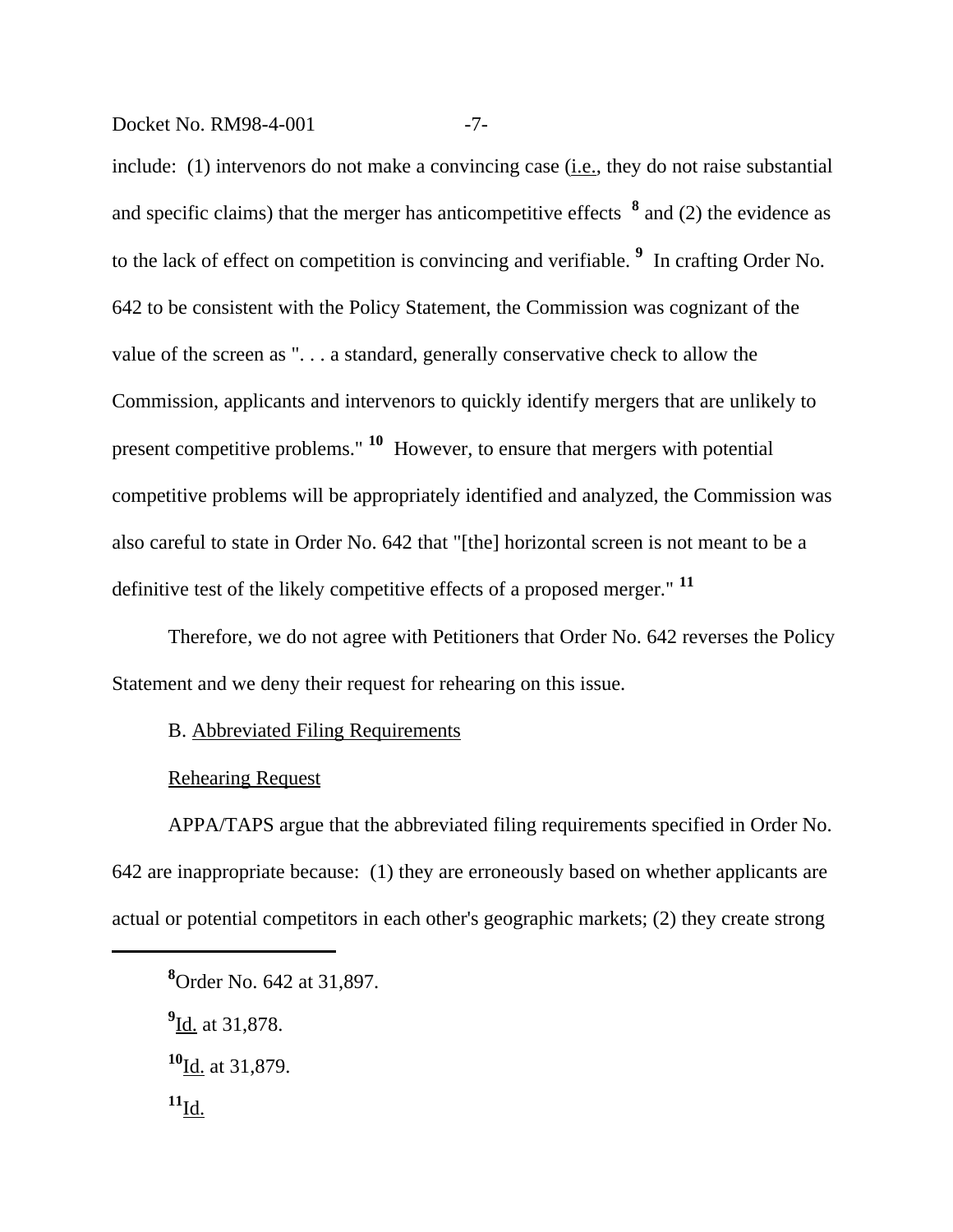include: (1) intervenors do not make a convincing case (i.e., they do not raise substantial and specific claims) that the merger has anticompetitive effects [8] and (2) the evidence as to the lack of effect on competition is convincing and verifiable. [9] In crafting Order No. 642 to be consistent with the Policy Statement, the Commission was cognizant of the value of the screen as ". . . a standard, generally conservative check to allow the Commission, applicants and intervenors to quickly identify mergers that are unlikely to present competitive problems." [10] However, to ensure that mergers with potential competitive problems will be appropriately identified and analyzed, the Commission was also careful to state in Order No. 642 that "[the] horizontal screen is not meant to be a definitive test of the likely competitive effects of a proposed merger." [11]

Therefore, we do not agree with Petitioners that Order No. 642 reverses the Policy Statement and we deny their request for rehearing on this issue.

B. Abbreviated Filing Requirements

Rehearing Request

APPA/TAPS argue that the abbreviated filing requirements specified in Order No. 642 are inappropriate because: (1) they are erroneously based on whether applicants are actual or potential competitors in each other's geographic markets; (2) they create strong

---

[8] Order No. 642 at 31,897.

[9] Id. at 31,878.

[10] Id. at 31,879.

[11] Id.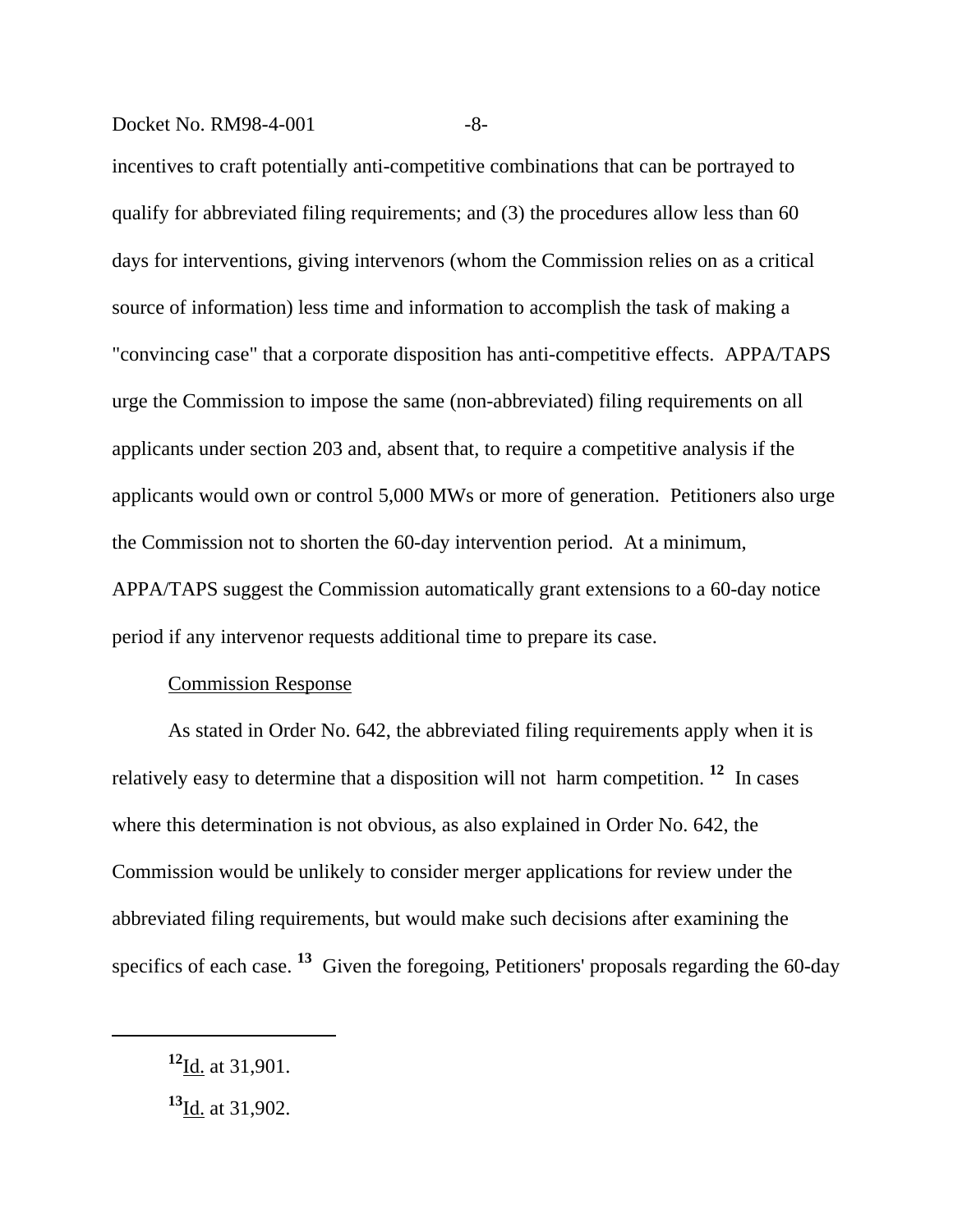incentives to craft potentially anti-competitive combinations that can be portrayed to qualify for abbreviated filing requirements; and (3) the procedures allow less than 60 days for interventions, giving intervenors (whom the Commission relies on as a critical source of information) less time and information to accomplish the task of making a "convincing case" that a corporate disposition has anti-competitive effects. APPA/TAPS urge the Commission to impose the same (non-abbreviated) filing requirements on all applicants under section 203 and, absent that, to require a competitive analysis if the applicants would own or control 5,000 MWs or more of generation. Petitioners also urge the Commission not to shorten the 60-day intervention period. At a minimum, APPA/TAPS suggest the Commission automatically grant extensions to a 60-day notice period if any intervenor requests additional time to prepare its case.

Commission Response

As stated in Order No. 642, the abbreviated filing requirements apply when it is relatively easy to determine that a disposition will not harm competition. [12] In cases where this determination is not obvious, as also explained in Order No. 642, the Commission would be unlikely to consider merger applications for review under the abbreviated filing requirements, but would make such decisions after examining the specifics of each case. [13] Given the foregoing, Petitioners' proposals regarding the 60-day

---

[12] Id. at 31,901.

[13] Id. at 31,902.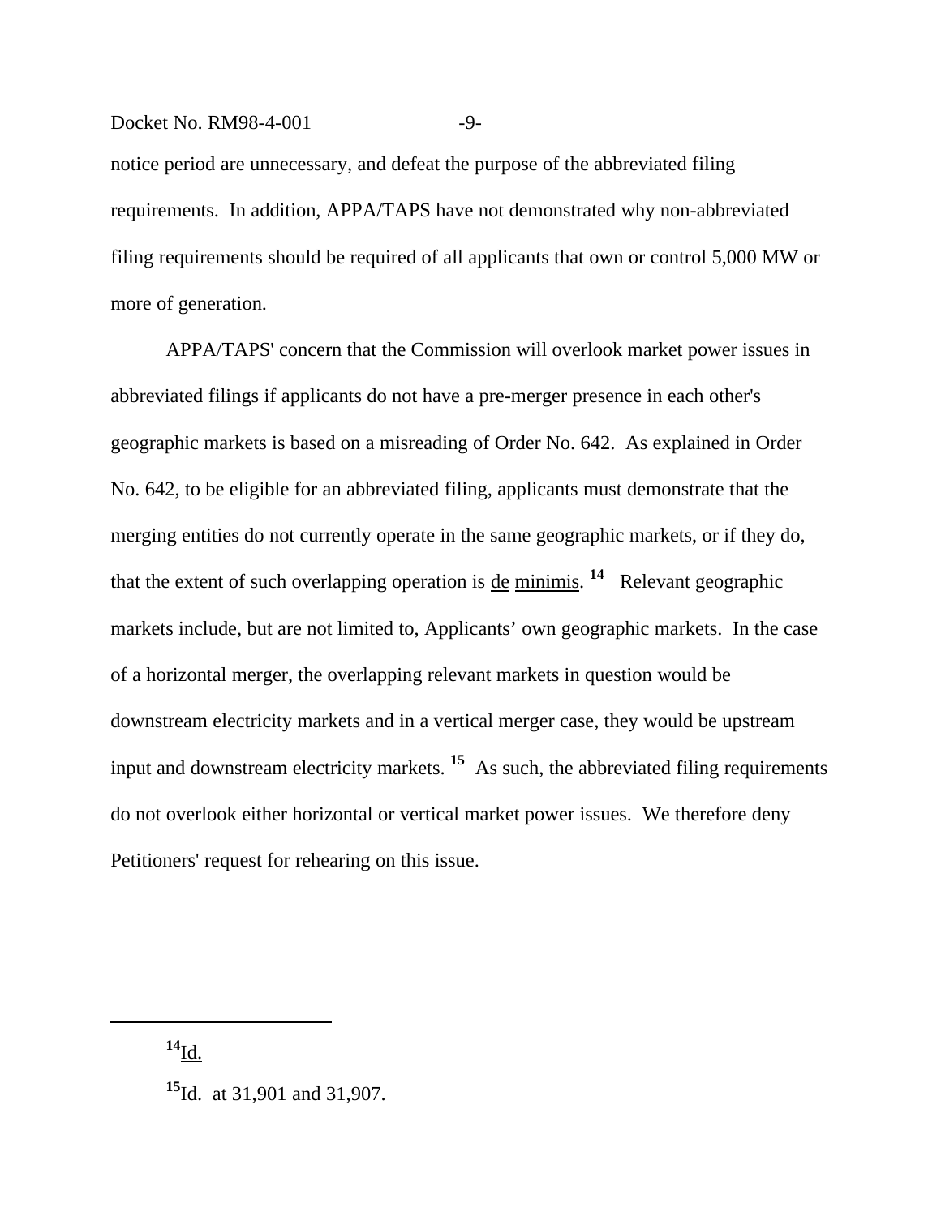notice period are unnecessary, and defeat the purpose of the abbreviated filing requirements. In addition, APPA/TAPS have not demonstrated why non-abbreviated filing requirements should be required of all applicants that own or control 5,000 MW or more of generation.

APPA/TAPS' concern that the Commission will overlook market power issues in abbreviated filings if applicants do not have a pre-merger presence in each other's geographic markets is based on a misreading of Order No. 642. As explained in Order No. 642, to be eligible for an abbreviated filing, applicants must demonstrate that the merging entities do not currently operate in the same geographic markets, or if they do, that the extent of such overlapping operation is de minimis.[14] Relevant geographic markets include, but are not limited to, Applicants' own geographic markets. In the case of a horizontal merger, the overlapping relevant markets in question would be downstream electricity markets and in a vertical merger case, they would be upstream input and downstream electricity markets.[15] As such, the abbreviated filing requirements do not overlook either horizontal or vertical market power issues. We therefore deny Petitioners' request for rehearing on this issue.

---

[14] Id.

[15] Id. at 31,901 and 31,907.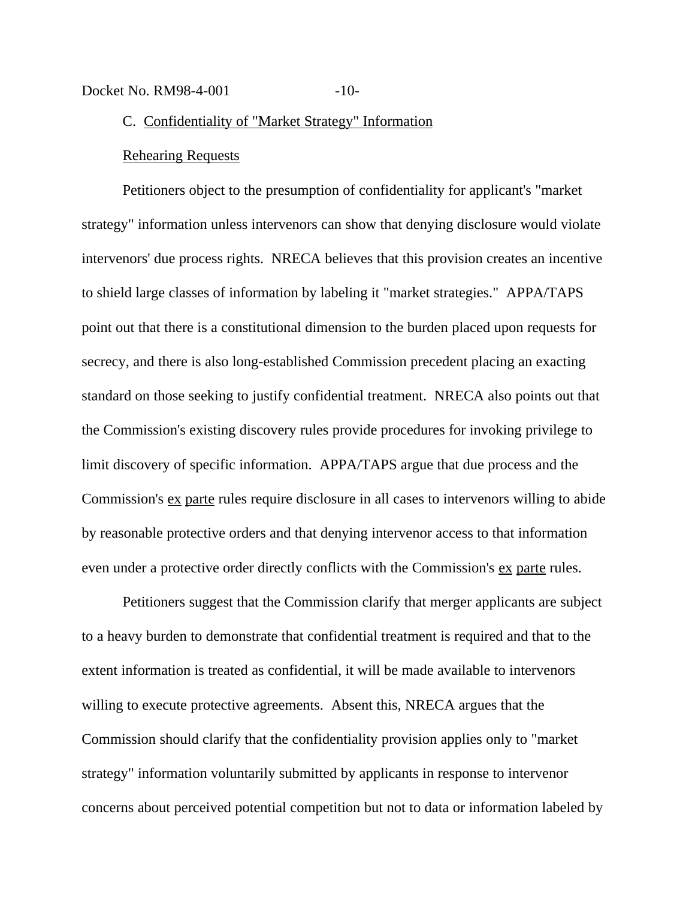C. Confidentiality of "Market Strategy" Information

Rehearing Requests

Petitioners object to the presumption of confidentiality for applicant's "market strategy" information unless intervenors can show that denying disclosure would violate intervenors' due process rights. NRECA believes that this provision creates an incentive to shield large classes of information by labeling it "market strategies." APPA/TAPS point out that there is a constitutional dimension to the burden placed upon requests for secrecy, and there is also long-established Commission precedent placing an exacting standard on those seeking to justify confidential treatment. NRECA also points out that the Commission's existing discovery rules provide procedures for invoking privilege to limit discovery of specific information. APPA/TAPS argue that due process and the Commission's ex parte rules require disclosure in all cases to intervenors willing to abide by reasonable protective orders and that denying intervenor access to that information even under a protective order directly conflicts with the Commission's ex parte rules.

Petitioners suggest that the Commission clarify that merger applicants are subject to a heavy burden to demonstrate that confidential treatment is required and that to the extent information is treated as confidential, it will be made available to intervenors willing to execute protective agreements. Absent this, NRECA argues that the Commission should clarify that the confidentiality provision applies only to "market strategy" information voluntarily submitted by applicants in response to intervenor concerns about perceived potential competition but not to data or information labeled by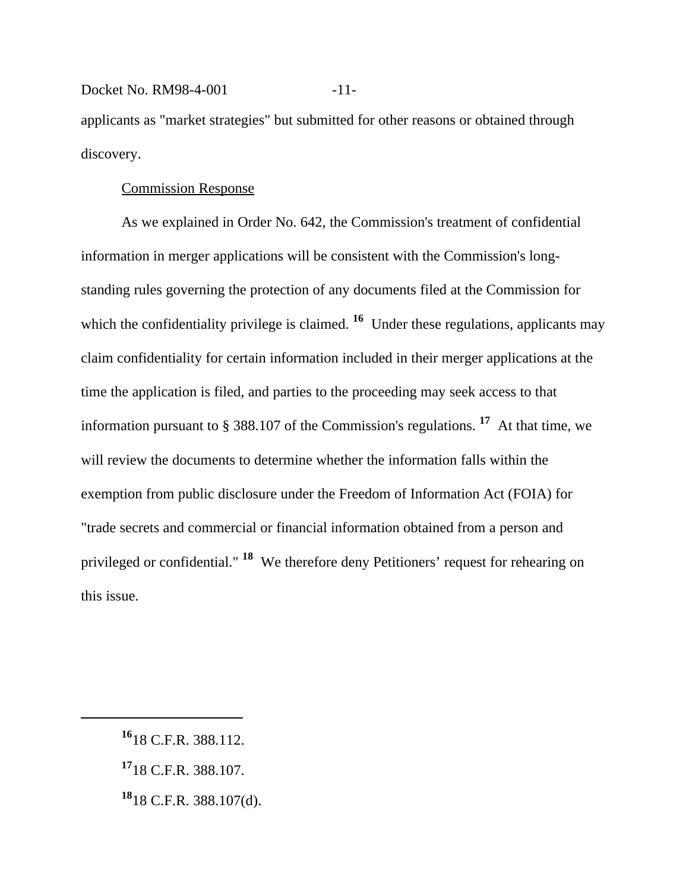applicants as "market strategies" but submitted for other reasons or obtained through discovery.

Commission Response

As we explained in Order No. 642, the Commission's treatment of confidential information in merger applications will be consistent with the Commission's long-standing rules governing the protection of any documents filed at the Commission for which the confidentiality privilege is claimed. [16] Under these regulations, applicants may claim confidentiality for certain information included in their merger applications at the time the application is filed, and parties to the proceeding may seek access to that information pursuant to § 388.107 of the Commission's regulations. [17] At that time, we will review the documents to determine whether the information falls within the exemption from public disclosure under the Freedom of Information Act (FOIA) for "trade secrets and commercial or financial information obtained from a person and privileged or confidential." [18] We therefore deny Petitioners' request for rehearing on this issue.

---

[16] 18 C.F.R. 388.112.

[17] 18 C.F.R. 388.107.

[18] 18 C.F.R. 388.107(d).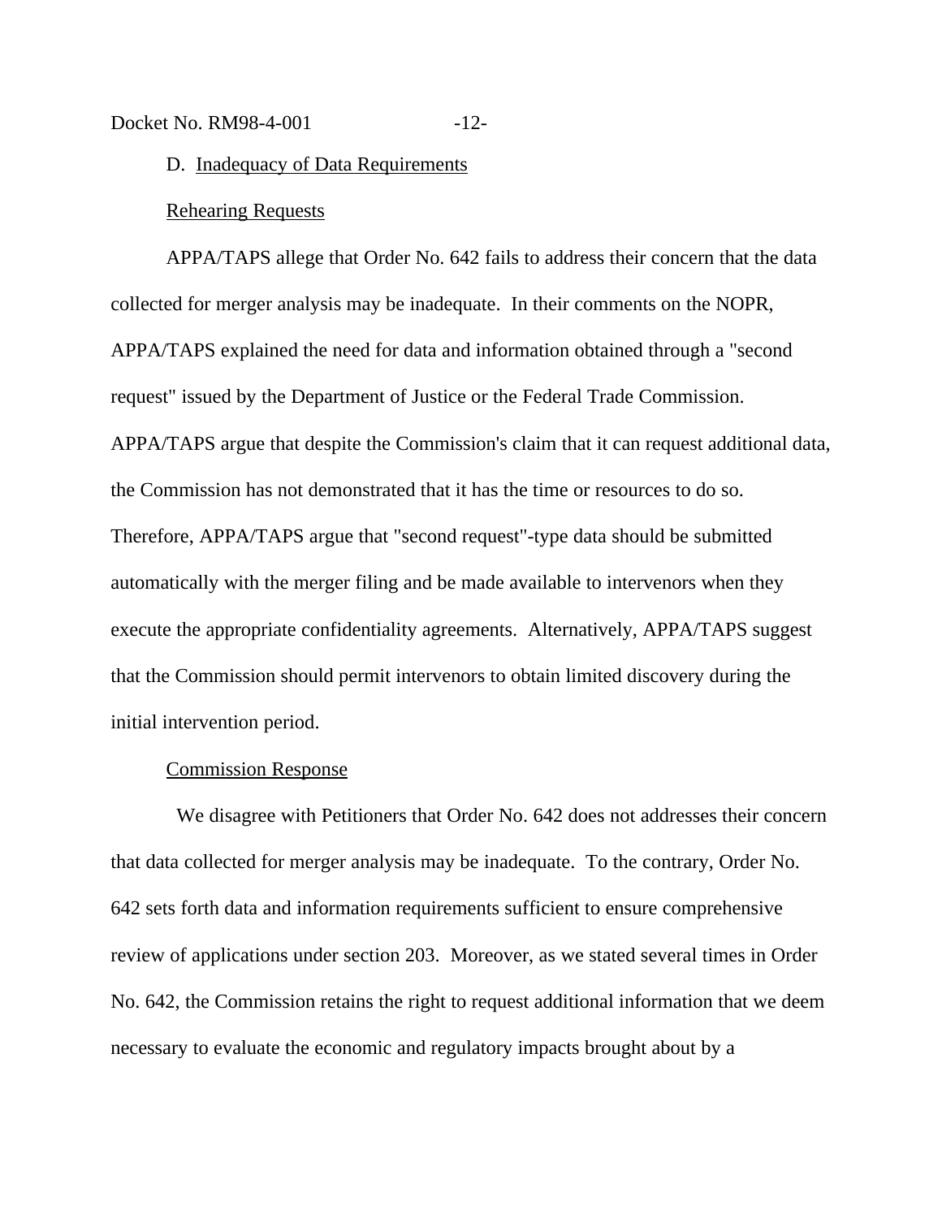D. Inadequacy of Data Requirements

Rehearing Requests

APPA/TAPS allege that Order No. 642 fails to address their concern that the data collected for merger analysis may be inadequate. In their comments on the NOPR, APPA/TAPS explained the need for data and information obtained through a "second request" issued by the Department of Justice or the Federal Trade Commission. APPA/TAPS argue that despite the Commission's claim that it can request additional data, the Commission has not demonstrated that it has the time or resources to do so. Therefore, APPA/TAPS argue that "second request"-type data should be submitted automatically with the merger filing and be made available to intervenors when they execute the appropriate confidentiality agreements. Alternatively, APPA/TAPS suggest that the Commission should permit intervenors to obtain limited discovery during the initial intervention period.

Commission Response

We disagree with Petitioners that Order No. 642 does not addresses their concern that data collected for merger analysis may be inadequate. To the contrary, Order No. 642 sets forth data and information requirements sufficient to ensure comprehensive review of applications under section 203. Moreover, as we stated several times in Order No. 642, the Commission retains the right to request additional information that we deem necessary to evaluate the economic and regulatory impacts brought about by a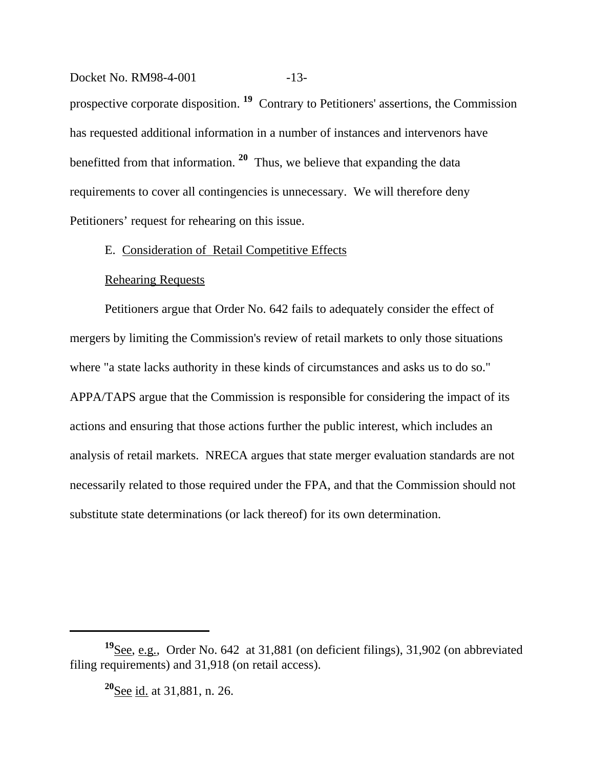prospective corporate disposition.[19] Contrary to Petitioners' assertions, the Commission has requested additional information in a number of instances and intervenors have benefitted from that information.[20] Thus, we believe that expanding the data requirements to cover all contingencies is unnecessary. We will therefore deny Petitioners' request for rehearing on this issue.

E. Consideration of Retail Competitive Effects

Rehearing Requests

Petitioners argue that Order No. 642 fails to adequately consider the effect of mergers by limiting the Commission's review of retail markets to only those situations where "a state lacks authority in these kinds of circumstances and asks us to do so." APPA/TAPS argue that the Commission is responsible for considering the impact of its actions and ensuring that those actions further the public interest, which includes an analysis of retail markets. NRECA argues that state merger evaluation standards are not necessarily related to those required under the FPA, and that the Commission should not substitute state determinations (or lack thereof) for its own determination.

---

[19] See, e.g., Order No. 642 at 31,881 (on deficient filings), 31,902 (on abbreviated filing requirements) and 31,918 (on retail access).

[20] See id. at 31,881, n. 26.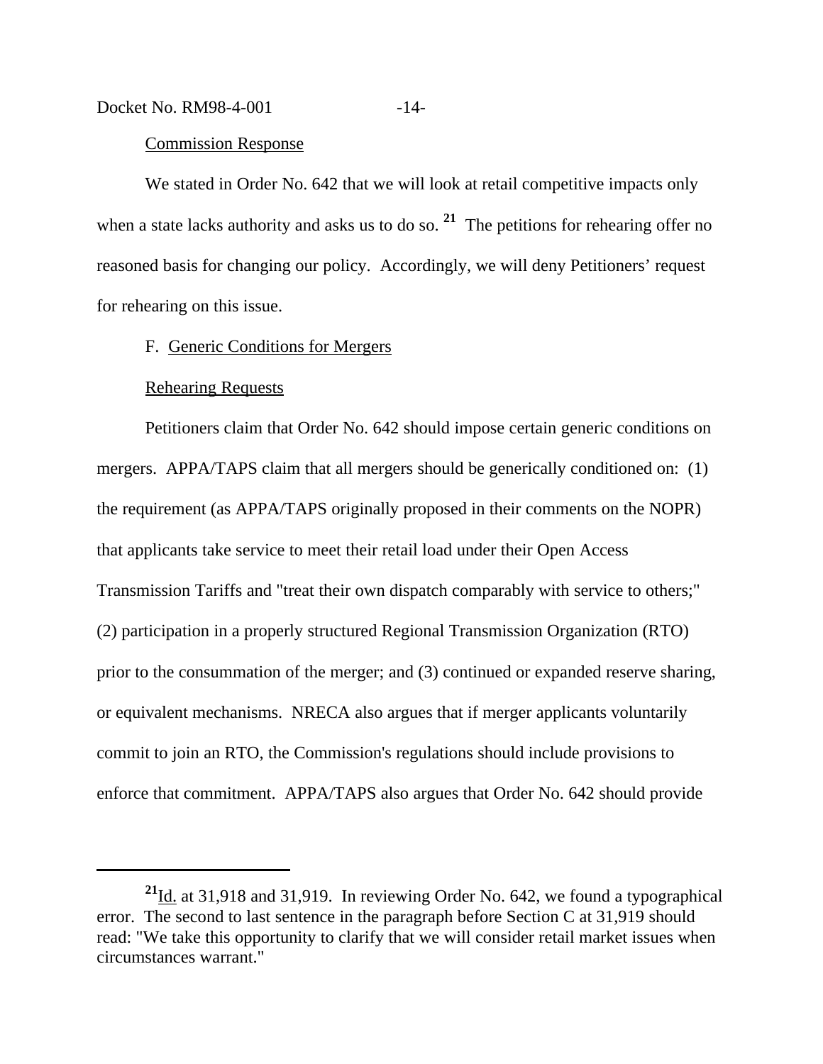Commission Response

We stated in Order No. 642 that we will look at retail competitive impacts only when a state lacks authority and asks us to do so.[21] The petitions for rehearing offer no reasoned basis for changing our policy. Accordingly, we will deny Petitioners' request for rehearing on this issue.

F. Generic Conditions for Mergers

Rehearing Requests

Petitioners claim that Order No. 642 should impose certain generic conditions on mergers. APPA/TAPS claim that all mergers should be generically conditioned on: (1) the requirement (as APPA/TAPS originally proposed in their comments on the NOPR) that applicants take service to meet their retail load under their Open Access Transmission Tariffs and "treat their own dispatch comparably with service to others;" (2) participation in a properly structured Regional Transmission Organization (RTO) prior to the consummation of the merger; and (3) continued or expanded reserve sharing, or equivalent mechanisms. NRECA also argues that if merger applicants voluntarily commit to join an RTO, the Commission's regulations should include provisions to enforce that commitment. APPA/TAPS also argues that Order No. 642 should provide

---

[21] Id. at 31,918 and 31,919. In reviewing Order No. 642, we found a typographical error. The second to last sentence in the paragraph before Section C at 31,919 should read: "We take this opportunity to clarify that we will consider retail market issues when circumstances warrant."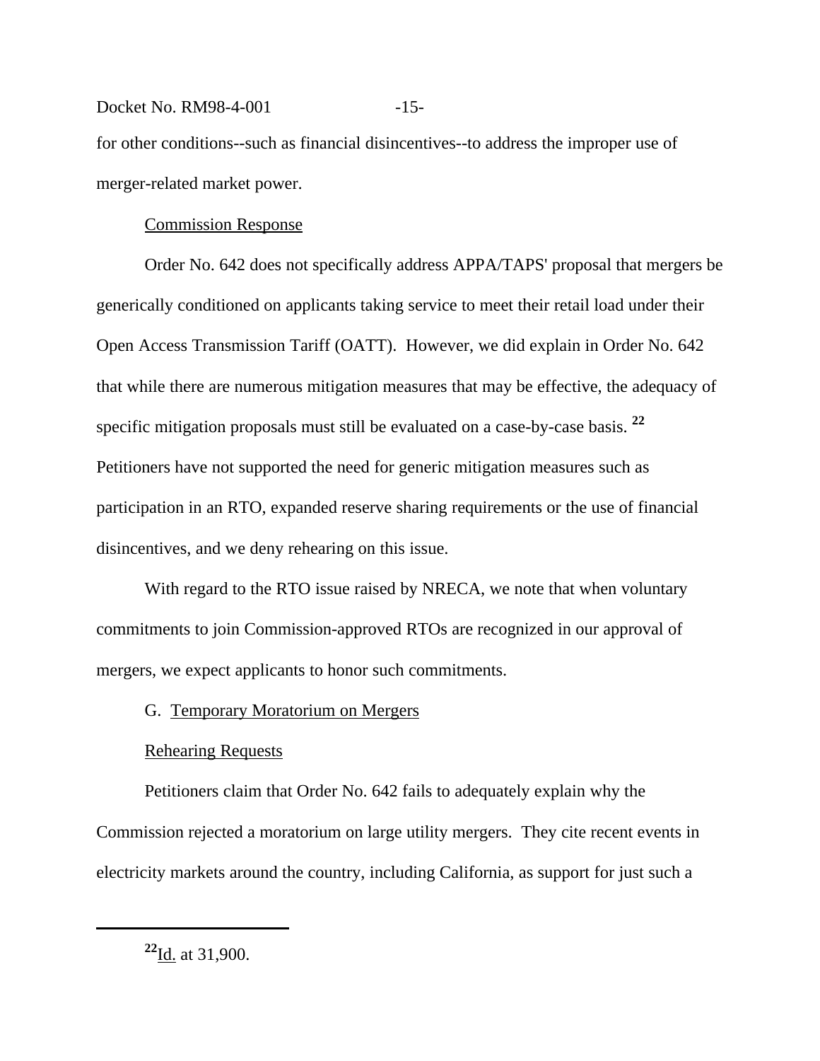for other conditions--such as financial disincentives--to address the improper use of merger-related market power.

Commission Response

Order No. 642 does not specifically address APPA/TAPS' proposal that mergers be generically conditioned on applicants taking service to meet their retail load under their Open Access Transmission Tariff (OATT). However, we did explain in Order No. 642 that while there are numerous mitigation measures that may be effective, the adequacy of specific mitigation proposals must still be evaluated on a case-by-case basis. [22] Petitioners have not supported the need for generic mitigation measures such as participation in an RTO, expanded reserve sharing requirements or the use of financial disincentives, and we deny rehearing on this issue.

With regard to the RTO issue raised by NRECA, we note that when voluntary commitments to join Commission-approved RTOs are recognized in our approval of mergers, we expect applicants to honor such commitments.

G. Temporary Moratorium on Mergers

Rehearing Requests

Petitioners claim that Order No. 642 fails to adequately explain why the Commission rejected a moratorium on large utility mergers. They cite recent events in electricity markets around the country, including California, as support for just such a

---

[22] Id. at 31,900.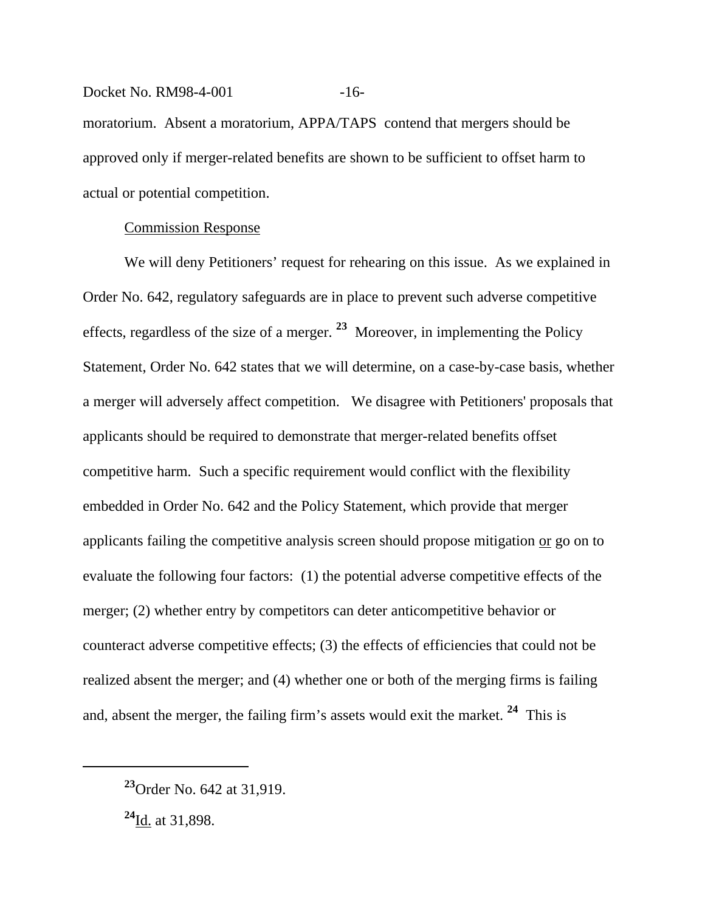moratorium. Absent a moratorium, APPA/TAPS contend that mergers should be approved only if merger-related benefits are shown to be sufficient to offset harm to actual or potential competition.

Commission Response

We will deny Petitioners' request for rehearing on this issue. As we explained in Order No. 642, regulatory safeguards are in place to prevent such adverse competitive effects, regardless of the size of a merger.[23] Moreover, in implementing the Policy Statement, Order No. 642 states that we will determine, on a case-by-case basis, whether a merger will adversely affect competition. We disagree with Petitioners' proposals that applicants should be required to demonstrate that merger-related benefits offset competitive harm. Such a specific requirement would conflict with the flexibility embedded in Order No. 642 and the Policy Statement, which provide that merger applicants failing the competitive analysis screen should propose mitigation or go on to evaluate the following four factors: (1) the potential adverse competitive effects of the merger; (2) whether entry by competitors can deter anticompetitive behavior or counteract adverse competitive effects; (3) the effects of efficiencies that could not be realized absent the merger; and (4) whether one or both of the merging firms is failing and, absent the merger, the failing firm's assets would exit the market.[24] This is

---

[23] Order No. 642 at 31,919.

[24] Id. at 31,898.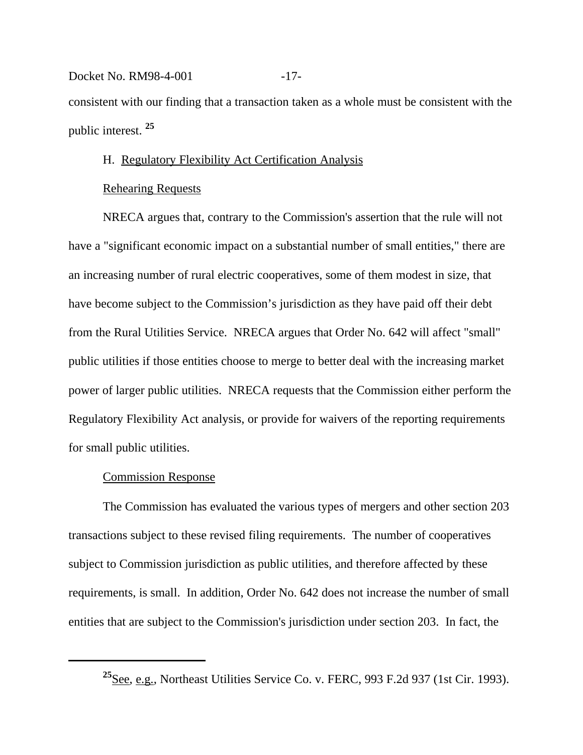consistent with our finding that a transaction taken as a whole must be consistent with the public interest. [25]

H. Regulatory Flexibility Act Certification Analysis

Rehearing Requests

NRECA argues that, contrary to the Commission's assertion that the rule will not have a "significant economic impact on a substantial number of small entities," there are an increasing number of rural electric cooperatives, some of them modest in size, that have become subject to the Commission's jurisdiction as they have paid off their debt from the Rural Utilities Service. NRECA argues that Order No. 642 will affect "small" public utilities if those entities choose to merge to better deal with the increasing market power of larger public utilities. NRECA requests that the Commission either perform the Regulatory Flexibility Act analysis, or provide for waivers of the reporting requirements for small public utilities.

Commission Response

The Commission has evaluated the various types of mergers and other section 203 transactions subject to these revised filing requirements. The number of cooperatives subject to Commission jurisdiction as public utilities, and therefore affected by these requirements, is small. In addition, Order No. 642 does not increase the number of small entities that are subject to the Commission's jurisdiction under section 203. In fact, the

---

[25] See, e.g., Northeast Utilities Service Co. v. FERC, 993 F.2d 937 (1st Cir. 1993).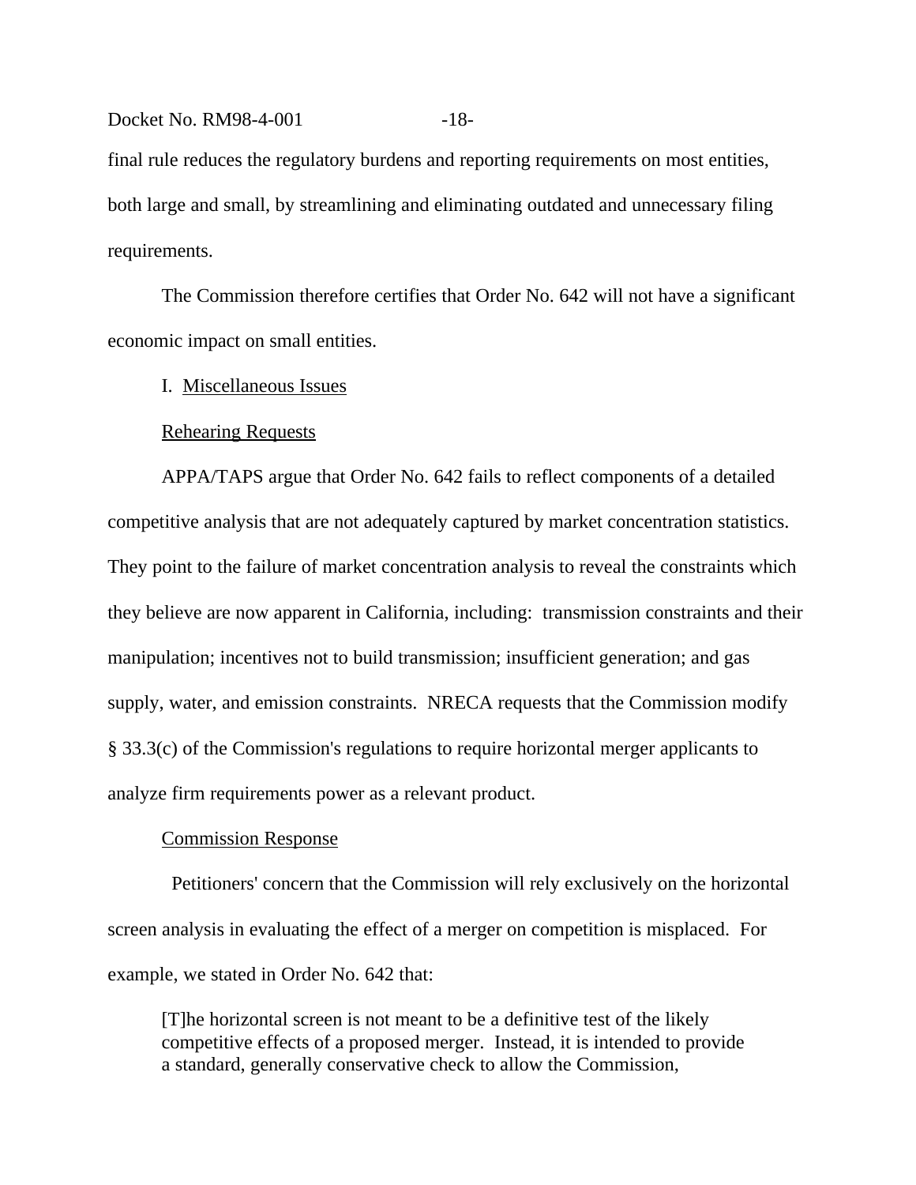final rule reduces the regulatory burdens and reporting requirements on most entities, both large and small, by streamlining and eliminating outdated and unnecessary filing requirements.

The Commission therefore certifies that Order No. 642 will not have a significant economic impact on small entities.

I. Miscellaneous Issues

Rehearing Requests

APPA/TAPS argue that Order No. 642 fails to reflect components of a detailed competitive analysis that are not adequately captured by market concentration statistics. They point to the failure of market concentration analysis to reveal the constraints which they believe are now apparent in California, including: transmission constraints and their manipulation; incentives not to build transmission; insufficient generation; and gas supply, water, and emission constraints. NRECA requests that the Commission modify § 33.3(c) of the Commission's regulations to require horizontal merger applicants to analyze firm requirements power as a relevant product.

Commission Response

Petitioners' concern that the Commission will rely exclusively on the horizontal screen analysis in evaluating the effect of a merger on competition is misplaced. For example, we stated in Order No. 642 that:

> [T]he horizontal screen is not meant to be a definitive test of the likely competitive effects of a proposed merger. Instead, it is intended to provide a standard, generally conservative check to allow the Commission,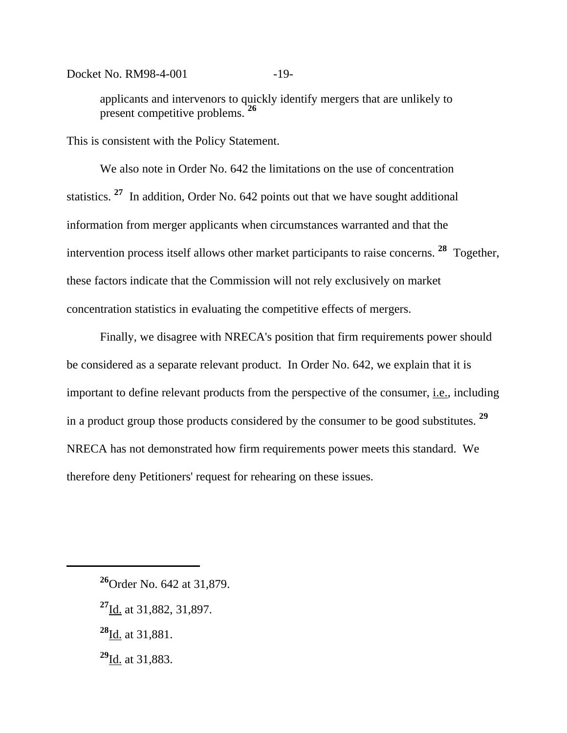> applicants and intervenors to quickly identify mergers that are unlikely to present competitive problems. [26]

This is consistent with the Policy Statement.

We also note in Order No. 642 the limitations on the use of concentration statistics. [27] In addition, Order No. 642 points out that we have sought additional information from merger applicants when circumstances warranted and that the intervention process itself allows other market participants to raise concerns. [28] Together, these factors indicate that the Commission will not rely exclusively on market concentration statistics in evaluating the competitive effects of mergers.

Finally, we disagree with NRECA's position that firm requirements power should be considered as a separate relevant product. In Order No. 642, we explain that it is important to define relevant products from the perspective of the consumer, i.e., including in a product group those products considered by the consumer to be good substitutes. [29] NRECA has not demonstrated how firm requirements power meets this standard. We therefore deny Petitioners' request for rehearing on these issues.

---

[26] Order No. 642 at 31,879.

[27] Id. at 31,882, 31,897.

[28] Id. at 31,881.

[29] Id. at 31,883.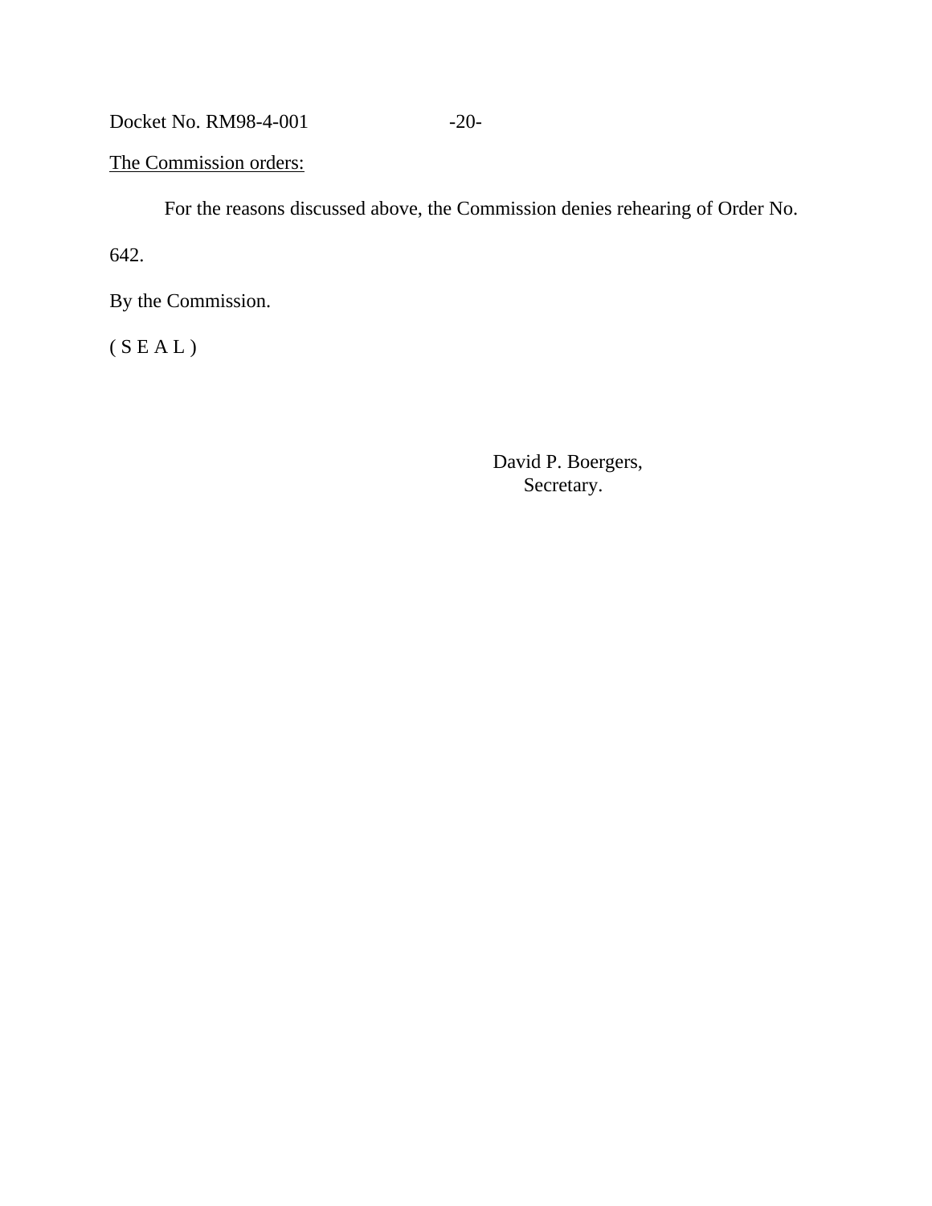The Commission orders:

For the reasons discussed above, the Commission denies rehearing of Order No. 642.

By the Commission.

( S E A L )

David P. Boergers,
Secretary.